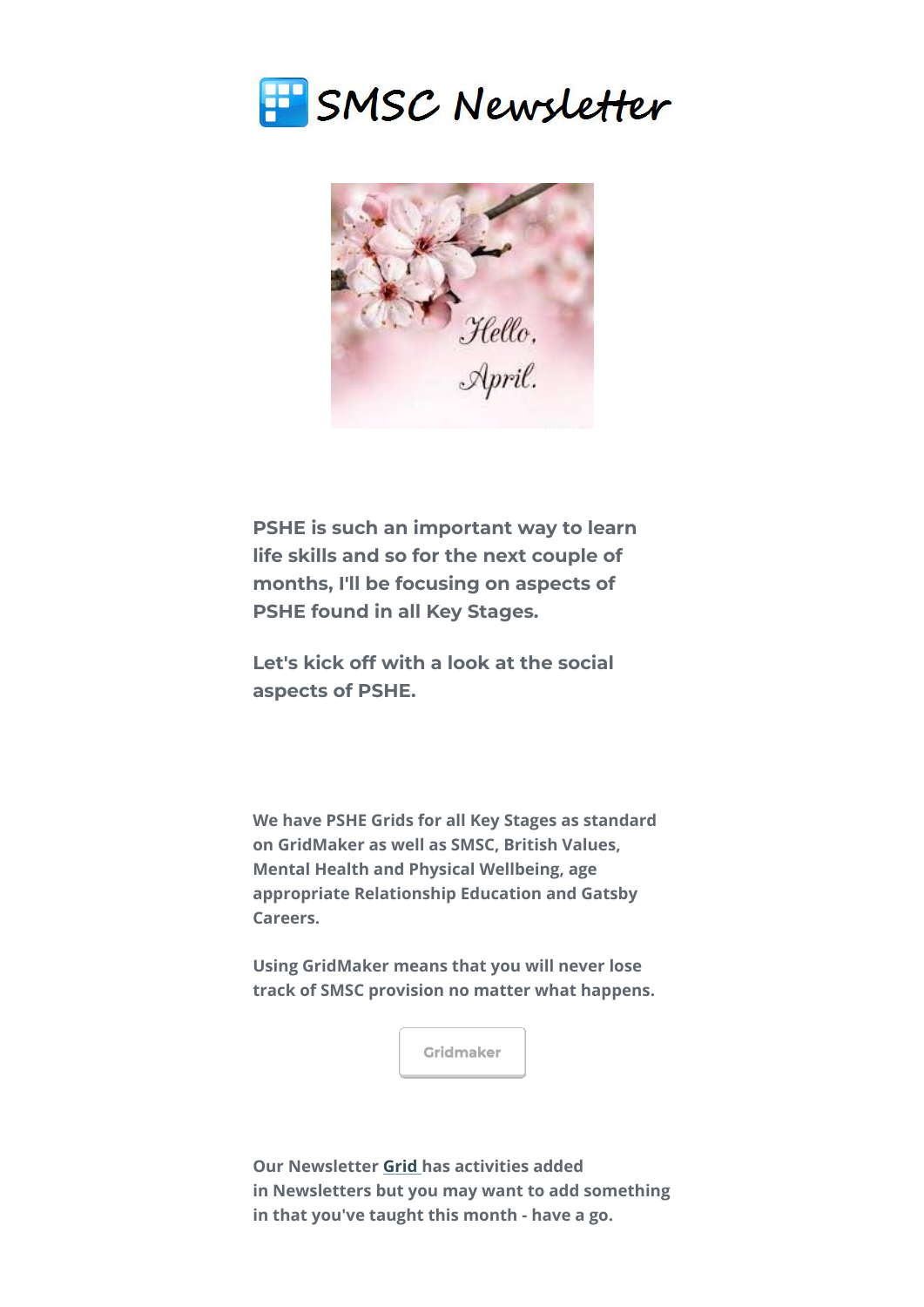# SMSC Newsletter

**PSHE is such an important way to learn life skills and so for the next couple of months, I'll be focusing on aspects of PSHE found in all Key Stages.**

**Let's kick off with a look at the social aspects of PSHE.**

**We have PSHE Grids for all Key Stages as standard on GridMaker as well as SMSC, British Values, Mental Health and Physical Wellbeing, age appropriate Relationship Education and Gatsby Careers.**

**Using GridMaker means that you will never lose track of SMSC provision no matter what happens.**

Gridmaker

**Our Newsletter Grid has activities added in Newsletters but you may want to add something in that you've taught this month - have a go.**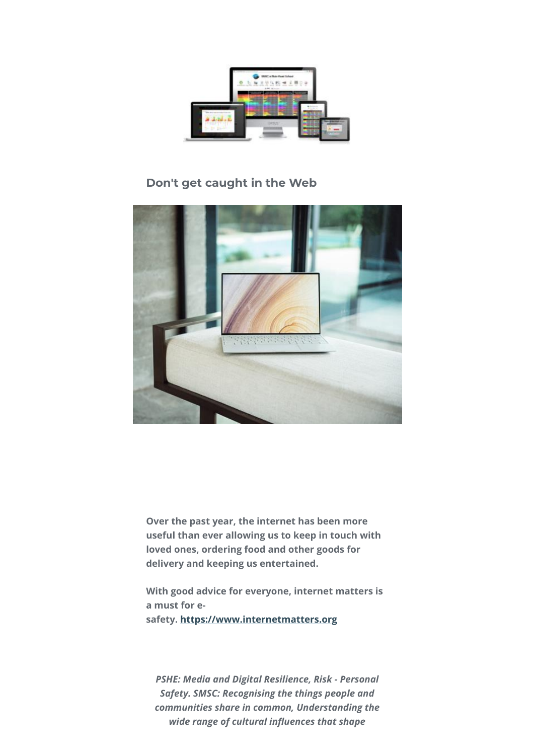## Don't get caught in the Web

**Over the past year, the internet has been more useful than ever allowing us to keep in touch with loved ones, ordering food and other goods for delivery and keeping us entertained.**

**With good advice for everyone, internet matters is a must for e-safety. [https://www.internetmatters.org](https://www.internetmatters.org)**

***PSHE: Media and Digital Resilience, Risk - Personal Safety. SMSC: Recognising the things people and communities share in common, Understanding the wide range of cultural influences that shape***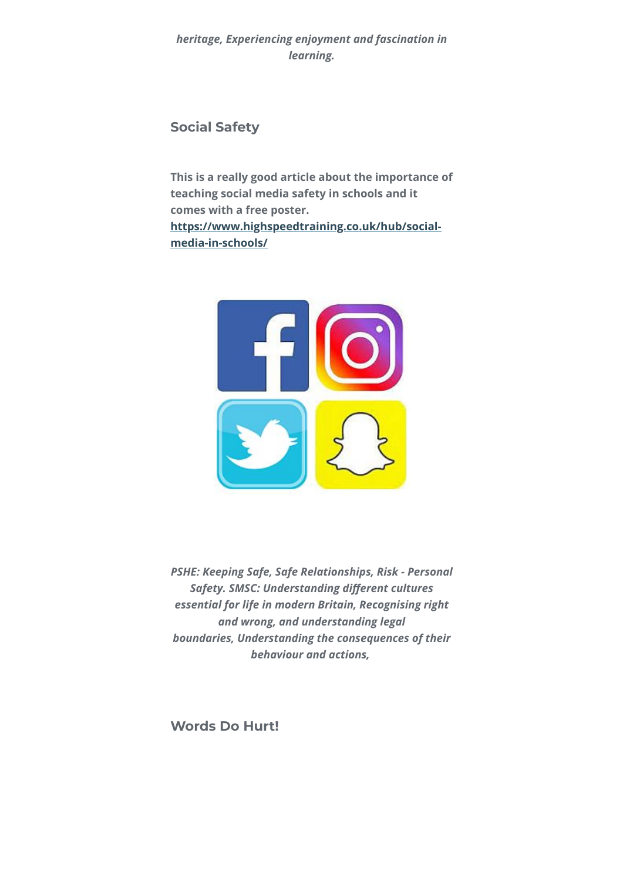*heritage, Experiencing enjoyment and fascination in learning.*

## Social Safety

**This is a really good article about the importance of teaching social media safety in schools and it comes with a free poster.**
**[https://www.highspeedtraining.co.uk/hub/social-media-in-schools/](https://www.highspeedtraining.co.uk/hub/social-media-in-schools/)**

*PSHE: Keeping Safe, Safe Relationships, Risk - Personal Safety. SMSC: Understanding different cultures essential for life in modern Britain, Recognising right and wrong, and understanding legal boundaries, Understanding the consequences of their behaviour and actions,*

## Words Do Hurt!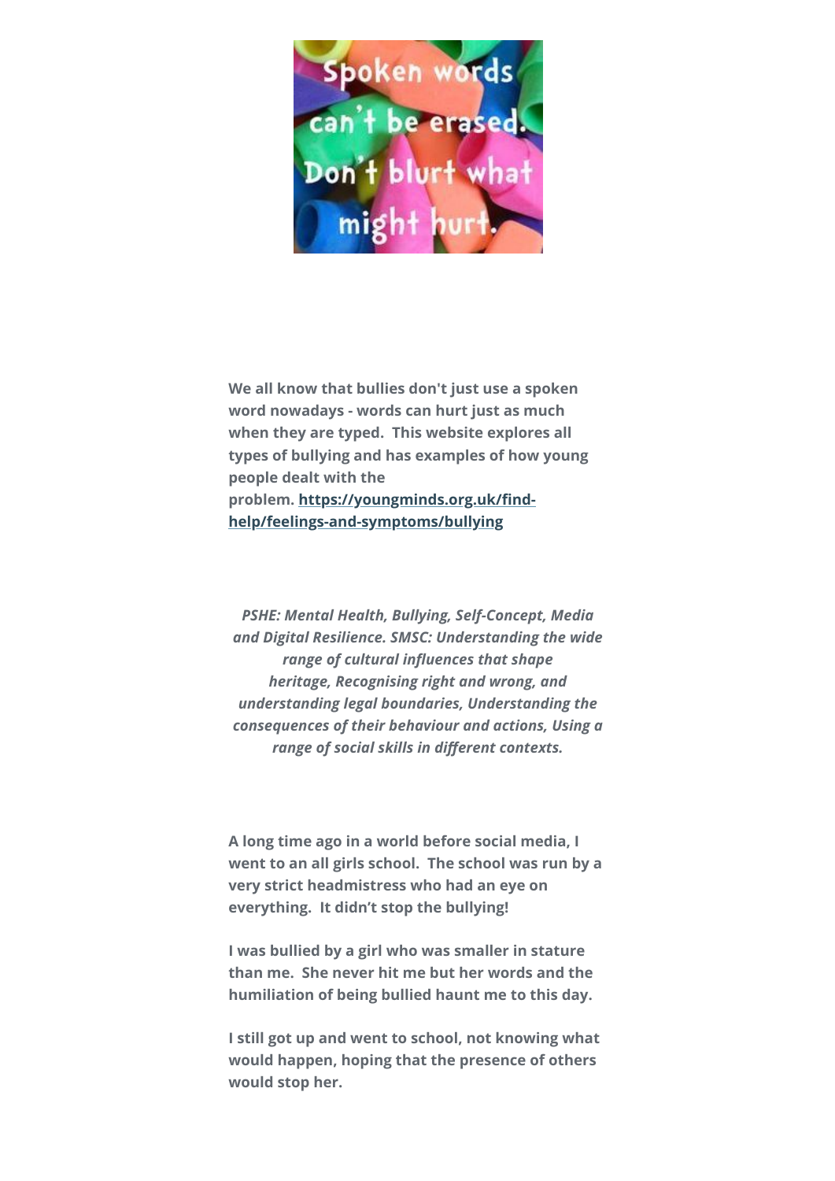Spoken words can't be erased. Don't blurt what might hurt.

**We all know that bullies don't just use a spoken word nowadays - words can hurt just as much when they are typed. This website explores all types of bullying and has examples of how young people dealt with the problem. [https://youngminds.org.uk/find-help/feelings-and-symptoms/bullying](https://youngminds.org.uk/find-help/feelings-and-symptoms/bullying)**

***PSHE: Mental Health, Bullying, Self-Concept, Media and Digital Resilience. SMSC: Understanding the wide range of cultural influences that shape heritage, Recognising right and wrong, and understanding legal boundaries, Understanding the consequences of their behaviour and actions, Using a range of social skills in different contexts.***

**A long time ago in a world before social media, I went to an all girls school. The school was run by a very strict headmistress who had an eye on everything. It didn't stop the bullying!**

**I was bullied by a girl who was smaller in stature than me. She never hit me but her words and the humiliation of being bullied haunt me to this day.**

**I still got up and went to school, not knowing what would happen, hoping that the presence of others would stop her.**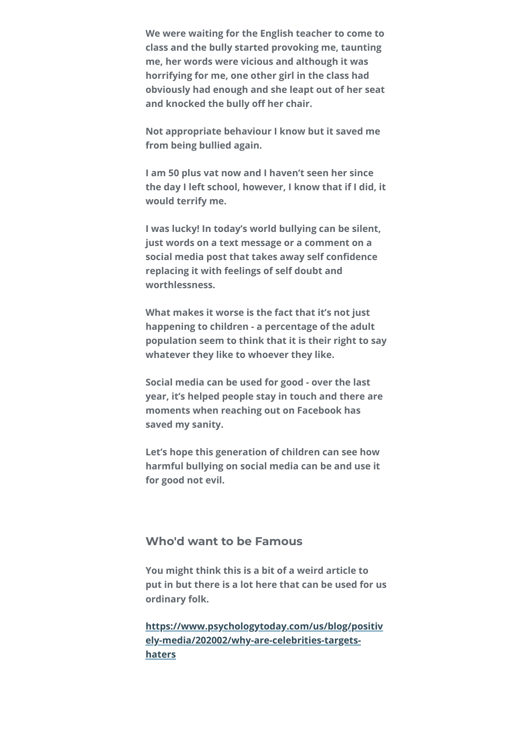**We were waiting for the English teacher to come to class and the bully started provoking me, taunting me, her words were vicious and although it was horrifying for me, one other girl in the class had obviously had enough and she leapt out of her seat and knocked the bully off her chair.**

**Not appropriate behaviour I know but it saved me from being bullied again.**

**I am 50 plus vat now and I haven't seen her since the day I left school, however, I know that if I did, it would terrify me.**

**I was lucky! In today's world bullying can be silent, just words on a text message or a comment on a social media post that takes away self confidence replacing it with feelings of self doubt and worthlessness.**

**What makes it worse is the fact that it's not just happening to children - a percentage of the adult population seem to think that it is their right to say whatever they like to whoever they like.**

**Social media can be used for good - over the last year, it's helped people stay in touch and there are moments when reaching out on Facebook has saved my sanity.**

**Let's hope this generation of children can see how harmful bullying on social media can be and use it for good not evil.**

## Who'd want to be Famous

**You might think this is a bit of a weird article to put in but there is a lot here that can be used for us ordinary folk.**

**[https://www.psychologytoday.com/us/blog/positively-media/202002/why-are-celebrities-targets-haters](https://www.psychologytoday.com/us/blog/positively-media/202002/why-are-celebrities-targets-haters)**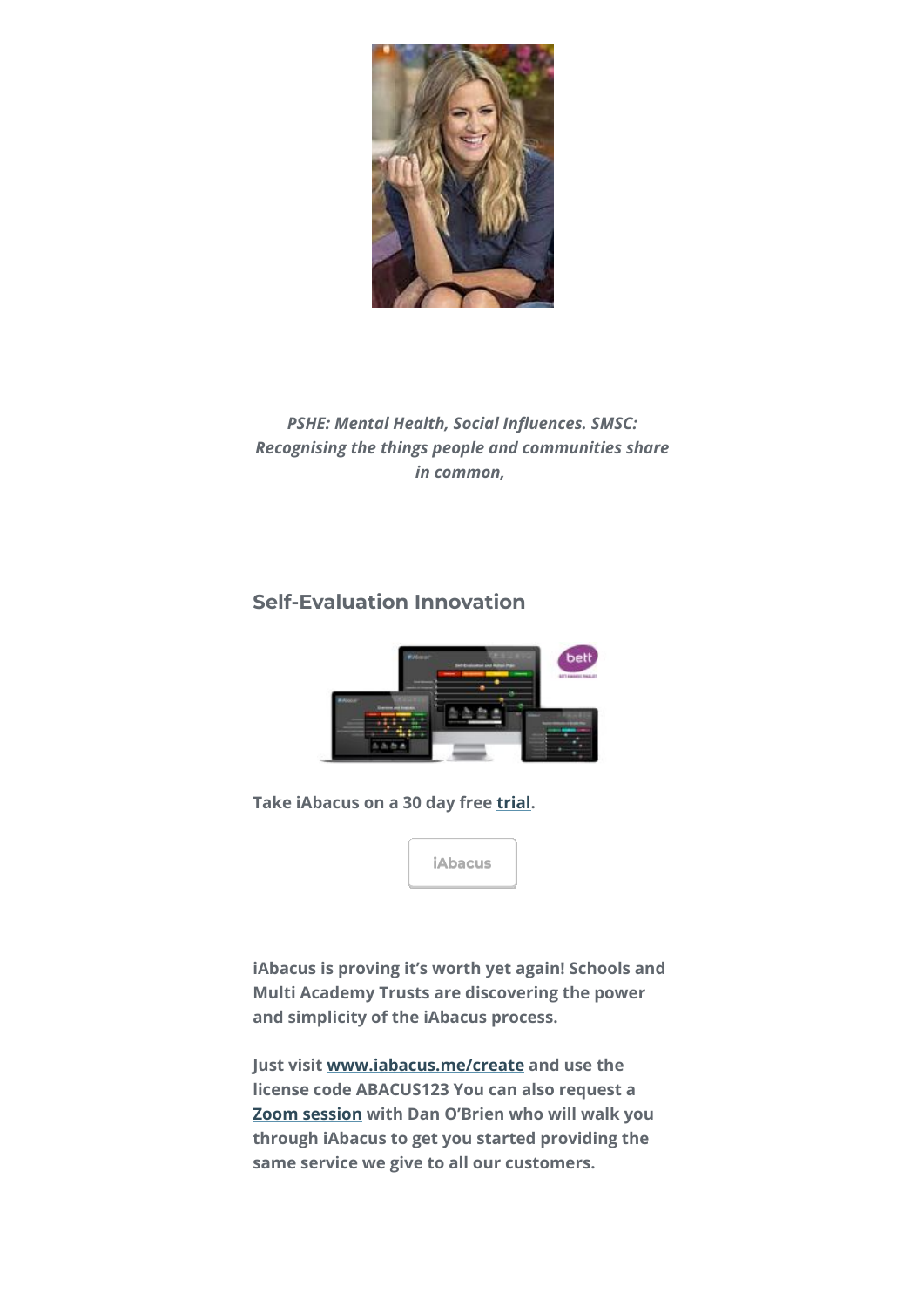*PSHE: Mental Health, Social Influences. SMSC: Recognising the things people and communities share in common,*

## Self-Evaluation Innovation

**Take iAbacus on a 30 day free trial.**

iAbacus

**iAbacus is proving it's worth yet again! Schools and Multi Academy Trusts are discovering the power and simplicity of the iAbacus process.**

**Just visit www.iabacus.me/create and use the license code ABACUS123 You can also request a Zoom session with Dan O'Brien who will walk you through iAbacus to get you started providing the same service we give to all our customers.**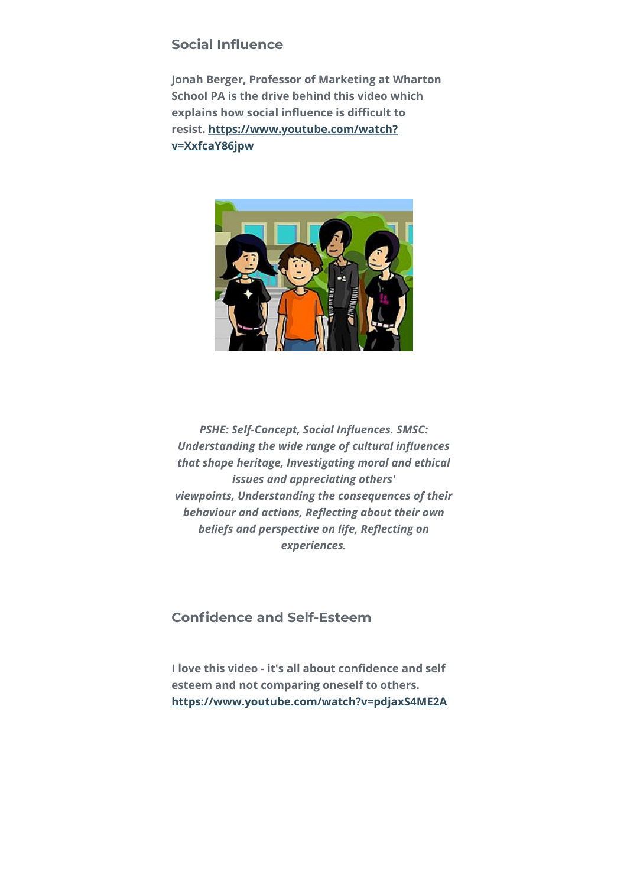## Social Influence

**Jonah Berger, Professor of Marketing at Wharton School PA is the drive behind this video which explains how social influence is difficult to resist. https://www.youtube.com/watch?v=XxfcaY86jpw**

***PSHE: Self-Concept, Social Influences. SMSC: Understanding the wide range of cultural influences that shape heritage, Investigating moral and ethical issues and appreciating others' viewpoints, Understanding the consequences of their behaviour and actions, Reflecting about their own beliefs and perspective on life, Reflecting on experiences.***

## Confidence and Self-Esteem

**I love this video - it's all about confidence and self esteem and not comparing oneself to others. https://www.youtube.com/watch?v=pdjaxS4ME2A**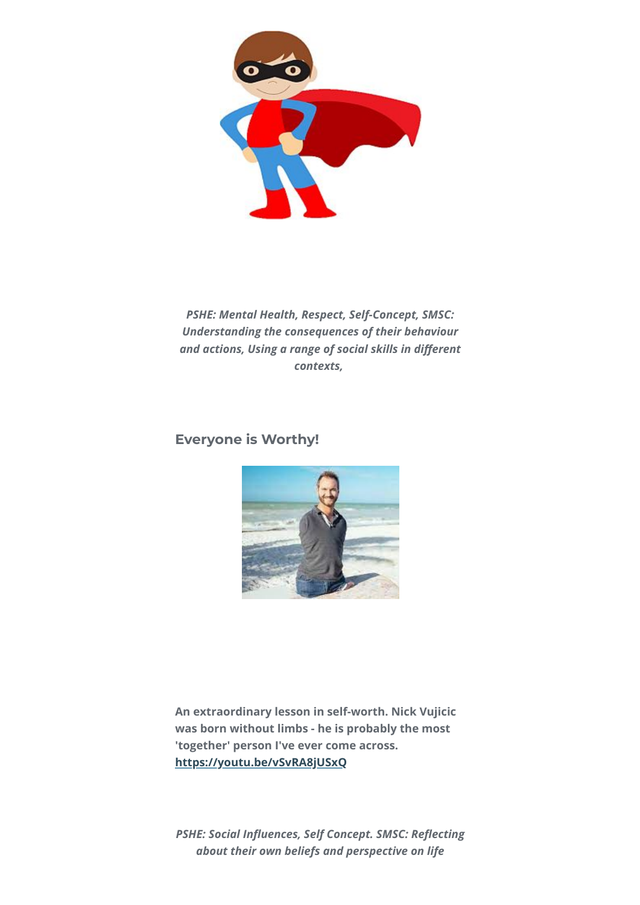*PSHE: Mental Health, Respect, Self-Concept, SMSC: Understanding the consequences of their behaviour and actions, Using a range of social skills in different contexts,*

## Everyone is Worthy!

**An extraordinary lesson in self-worth. Nick Vujicic was born without limbs - he is probably the most 'together' person I've ever come across. [https://youtu.be/vSvRA8jUSxQ](https://youtu.be/vSvRA8jUSxQ)**

*PSHE: Social Influences, Self Concept. SMSC: Reflecting about their own beliefs and perspective on life*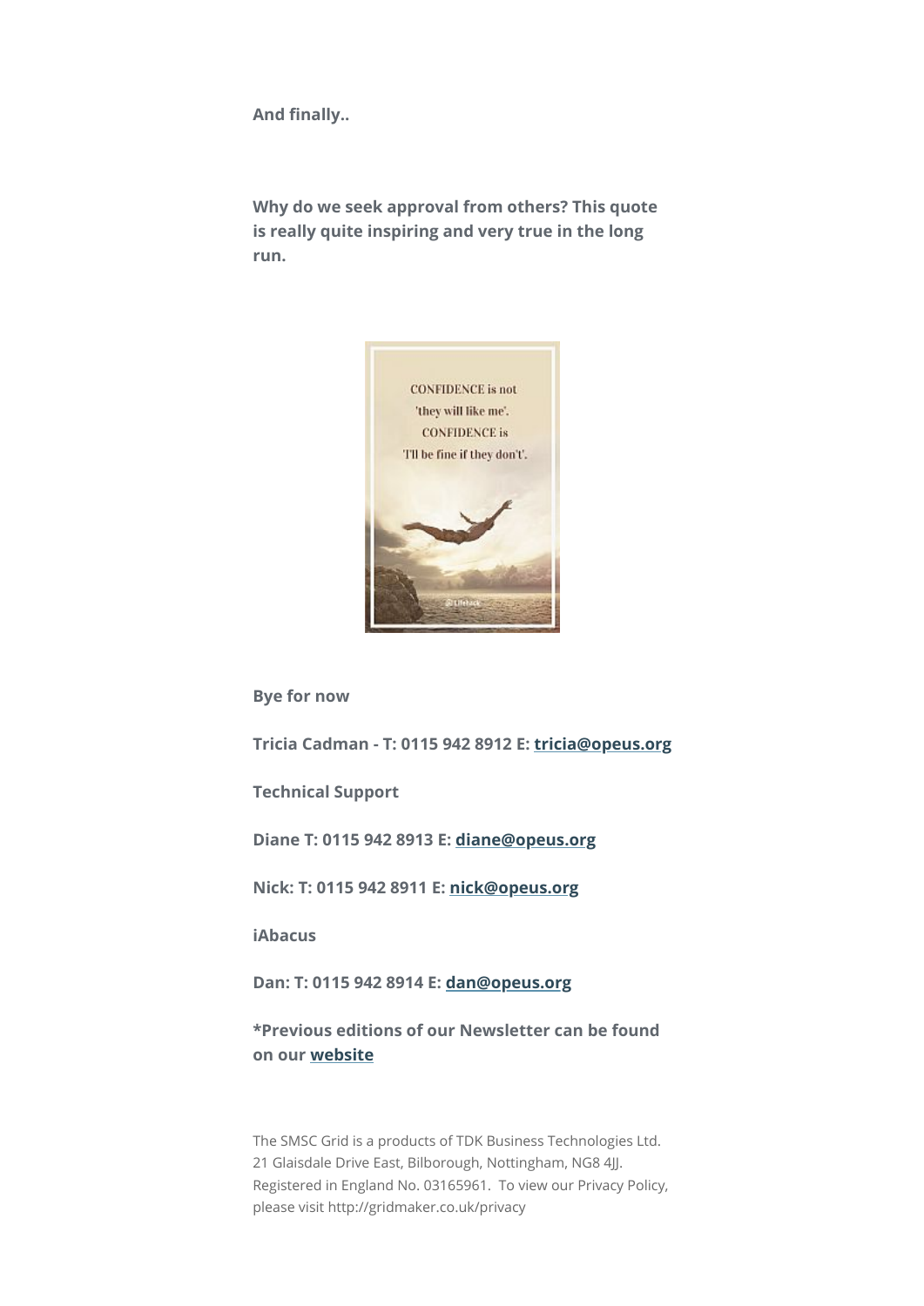**And finally..**

**Why do we seek approval from others? This quote is really quite inspiring and very true in the long run.**

CONFIDENCE is not 'they will like me'. CONFIDENCE is 'I'll be fine if they don't'.

**Bye for now**

**Tricia Cadman - T: 0115 942 8912 E: tricia@opeus.org**

**Technical Support**

**Diane T: 0115 942 8913 E: diane@opeus.org**

**Nick: T: 0115 942 8911 E: nick@opeus.org**

**iAbacus**

**Dan: T: 0115 942 8914 E: dan@opeus.org**

**\*Previous editions of our Newsletter can be found on our website**

The SMSC Grid is a products of TDK Business Technologies Ltd. 21 Glaisdale Drive East, Bilborough, Nottingham, NG8 4JJ. Registered in England No. 03165961. To view our Privacy Policy, please visit http://gridmaker.co.uk/privacy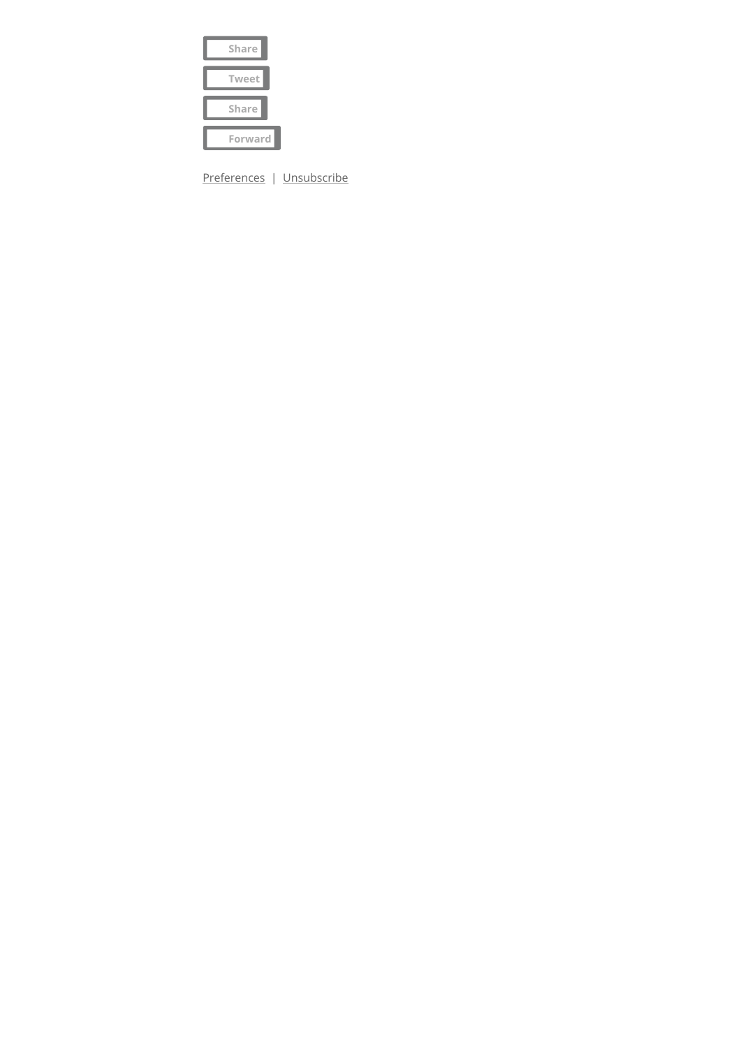Share

Tweet

Share

Forward

Preferences | Unsubscribe